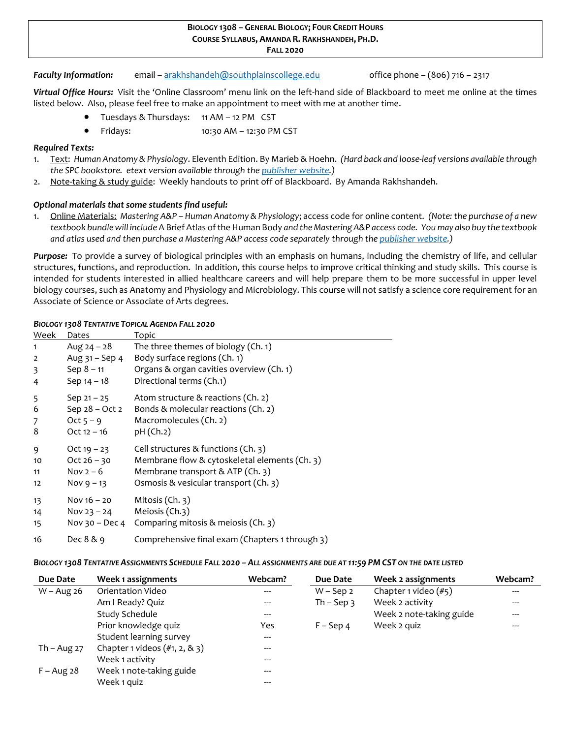**BIOLOGY 1308 – GENERAL BIOLOGY; FOUR CREDIT HOURS**
**COURSE SYLLABUS, AMANDA R. RAKHSHANDEH, PH.D.**
**FALL 2020**

***Faculty Information:*** email – arakhshandeh@southplainscollege.edu office phone – (806) 716 – 2317

***Virtual Office Hours:*** Visit the 'Online Classroom' menu link on the left-hand side of Blackboard to meet me online at the times listed below. Also, please feel free to make an appointment to meet with me at another time.

- Tuesdays & Thursdays: 11 AM – 12 PM CST
- Fridays: 10:30 AM – 12:30 PM CST

***Required Texts:***

1. Text: *Human Anatomy & Physiology*. Eleventh Edition. By Marieb & Hoehn. *(Hard back and loose-leaf versions available through the SPC bookstore. etext version available through the publisher website.)*
2. Note-taking & study guide: Weekly handouts to print off of Blackboard. By Amanda Rakhshandeh.

***Optional materials that some students find useful:***

1. Online Materials: *Mastering A&P – Human Anatomy & Physiology*; access code for online content. *(Note: the purchase of a new textbook bundle will include* A Brief Atlas of the Human Body *and the Mastering A&P access code. You may also buy the textbook and atlas used and then purchase a Mastering A&P access code separately through the publisher website.)*

***Purpose:*** To provide a survey of biological principles with an emphasis on humans, including the chemistry of life, and cellular structures, functions, and reproduction. In addition, this course helps to improve critical thinking and study skills. This course is intended for students interested in allied healthcare careers and will help prepare them to be more successful in upper level biology courses, such as Anatomy and Physiology and Microbiology. This course will not satisfy a science core requirement for an Associate of Science or Associate of Arts degrees.

***BIOLOGY 1308 TENTATIVE TOPICAL AGENDA FALL 2020***

| Week | Dates | Topic |
|---|---|---|
| 1 | Aug 24 – 28 | The three themes of biology (Ch. 1) |
| 2 | Aug 31 – Sep 4 | Body surface regions (Ch. 1) |
| 3 | Sep 8 – 11 | Organs & organ cavities overview (Ch. 1) |
| 4 | Sep 14 – 18 | Directional terms (Ch.1) |
| 5 | Sep 21 – 25 | Atom structure & reactions (Ch. 2) |
| 6 | Sep 28 – Oct 2 | Bonds & molecular reactions (Ch. 2) |
| 7 | Oct 5 – 9 | Macromolecules (Ch. 2) |
| 8 | Oct 12 – 16 | pH (Ch.2) |
| 9 | Oct 19 – 23 | Cell structures & functions (Ch. 3) |
| 10 | Oct 26 – 30 | Membrane flow & cytoskeletal elements (Ch. 3) |
| 11 | Nov 2 – 6 | Membrane transport & ATP (Ch. 3) |
| 12 | Nov 9 – 13 | Osmosis & vesicular transport (Ch. 3) |
| 13 | Nov 16 – 20 | Mitosis (Ch. 3) |
| 14 | Nov 23 – 24 | Meiosis (Ch.3) |
| 15 | Nov 30 – Dec 4 | Comparing mitosis & meiosis (Ch. 3) |
| 16 | Dec 8 & 9 | Comprehensive final exam (Chapters 1 through 3) |

***BIOLOGY 1308 TENTATIVE ASSIGNMENTS SCHEDULE FALL 2020 – ALL ASSIGNMENTS ARE DUE AT 11:59 PM CST ON THE DATE LISTED***

| Due Date | Week 1 assignments | Webcam? |
|---|---|---|
| W – Aug 26 | Orientation Video | --- |
| | Am I Ready? Quiz | --- |
| | Study Schedule | --- |
| | Prior knowledge quiz | Yes |
| | Student learning survey | --- |
| Th – Aug 27 | Chapter 1 videos (#1, 2, & 3) | --- |
| | Week 1 activity | --- |
| F – Aug 28 | Week 1 note-taking guide | --- |
| | Week 1 quiz | --- |

| Due Date | Week 2 assignments | Webcam? |
|---|---|---|
| W – Sep 2 | Chapter 1 video (#5) | --- |
| Th – Sep 3 | Week 2 activity | --- |
| | Week 2 note-taking guide | --- |
| F – Sep 4 | Week 2 quiz | --- |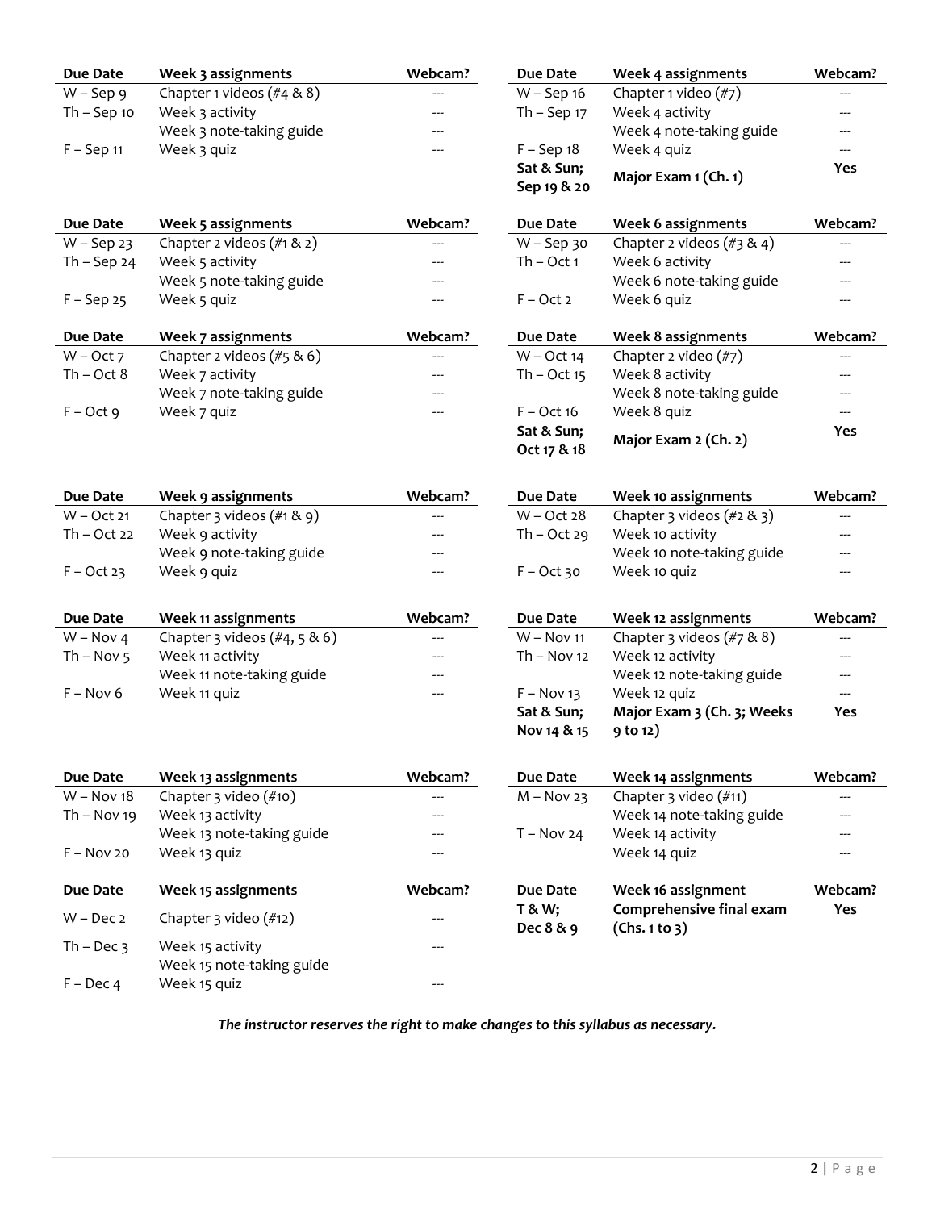| Due Date | Week 3 assignments | Webcam? |
| --- | --- | --- |
| W – Sep 9 | Chapter 1 videos (#4 & 8) | --- |
| Th – Sep 10 | Week 3 activity | --- |
| | Week 3 note-taking guide | --- |
| F – Sep 11 | Week 3 quiz | --- |

| Due Date | Week 4 assignments | Webcam? |
| --- | --- | --- |
| W – Sep 16 | Chapter 1 video (#7) | --- |
| Th – Sep 17 | Week 4 activity | --- |
| | Week 4 note-taking guide | --- |
| F – Sep 18 | Week 4 quiz | --- |
| **Sat & Sun; Sep 19 & 20** | **Major Exam 1 (Ch. 1)** | **Yes** |

| Due Date | Week 5 assignments | Webcam? |
| --- | --- | --- |
| W – Sep 23 | Chapter 2 videos (#1 & 2) | --- |
| Th – Sep 24 | Week 5 activity | --- |
| | Week 5 note-taking guide | --- |
| F – Sep 25 | Week 5 quiz | --- |

| Due Date | Week 6 assignments | Webcam? |
| --- | --- | --- |
| W – Sep 30 | Chapter 2 videos (#3 & 4) | --- |
| Th – Oct 1 | Week 6 activity | --- |
| | Week 6 note-taking guide | --- |
| F – Oct 2 | Week 6 quiz | --- |

| Due Date | Week 7 assignments | Webcam? |
| --- | --- | --- |
| W – Oct 7 | Chapter 2 videos (#5 & 6) | --- |
| Th – Oct 8 | Week 7 activity | --- |
| | Week 7 note-taking guide | --- |
| F – Oct 9 | Week 7 quiz | --- |

| Due Date | Week 8 assignments | Webcam? |
| --- | --- | --- |
| W – Oct 14 | Chapter 2 video (#7) | --- |
| Th – Oct 15 | Week 8 activity | --- |
| | Week 8 note-taking guide | --- |
| F – Oct 16 | Week 8 quiz | --- |
| **Sat & Sun; Oct 17 & 18** | **Major Exam 2 (Ch. 2)** | **Yes** |

| Due Date | Week 9 assignments | Webcam? |
| --- | --- | --- |
| W – Oct 21 | Chapter 3 videos (#1 & 9) | --- |
| Th – Oct 22 | Week 9 activity | --- |
| | Week 9 note-taking guide | --- |
| F – Oct 23 | Week 9 quiz | --- |

| Due Date | Week 10 assignments | Webcam? |
| --- | --- | --- |
| W – Oct 28 | Chapter 3 videos (#2 & 3) | --- |
| Th – Oct 29 | Week 10 activity | --- |
| | Week 10 note-taking guide | --- |
| F – Oct 30 | Week 10 quiz | --- |

| Due Date | Week 11 assignments | Webcam? |
| --- | --- | --- |
| W – Nov 4 | Chapter 3 videos (#4, 5 & 6) | --- |
| Th – Nov 5 | Week 11 activity | --- |
| | Week 11 note-taking guide | --- |
| F – Nov 6 | Week 11 quiz | --- |

| Due Date | Week 12 assignments | Webcam? |
| --- | --- | --- |
| W – Nov 11 | Chapter 3 videos (#7 & 8) | --- |
| Th – Nov 12 | Week 12 activity | --- |
| | Week 12 note-taking guide | --- |
| F – Nov 13 | Week 12 quiz | --- |
| **Sat & Sun; Nov 14 & 15** | **Major Exam 3 (Ch. 3; Weeks 9 to 12)** | **Yes** |

| Due Date | Week 13 assignments | Webcam? |
| --- | --- | --- |
| W – Nov 18 | Chapter 3 video (#10) | --- |
| Th – Nov 19 | Week 13 activity | --- |
| | Week 13 note-taking guide | --- |
| F – Nov 20 | Week 13 quiz | --- |

| Due Date | Week 14 assignments | Webcam? |
| --- | --- | --- |
| M – Nov 23 | Chapter 3 video (#11) | --- |
| | Week 14 note-taking guide | --- |
| T – Nov 24 | Week 14 activity | --- |
| | Week 14 quiz | --- |

| Due Date | Week 15 assignments | Webcam? |
| --- | --- | --- |
| W – Dec 2 | Chapter 3 video (#12) | --- |
| Th – Dec 3 | Week 15 activity | --- |
| | Week 15 note-taking guide | |
| F – Dec 4 | Week 15 quiz | --- |

| Due Date | Week 16 assignment | Webcam? |
| --- | --- | --- |
| **T & W; Dec 8 & 9** | **Comprehensive final exam (Chs. 1 to 3)** | **Yes** |

***The instructor reserves the right to make changes to this syllabus as necessary.***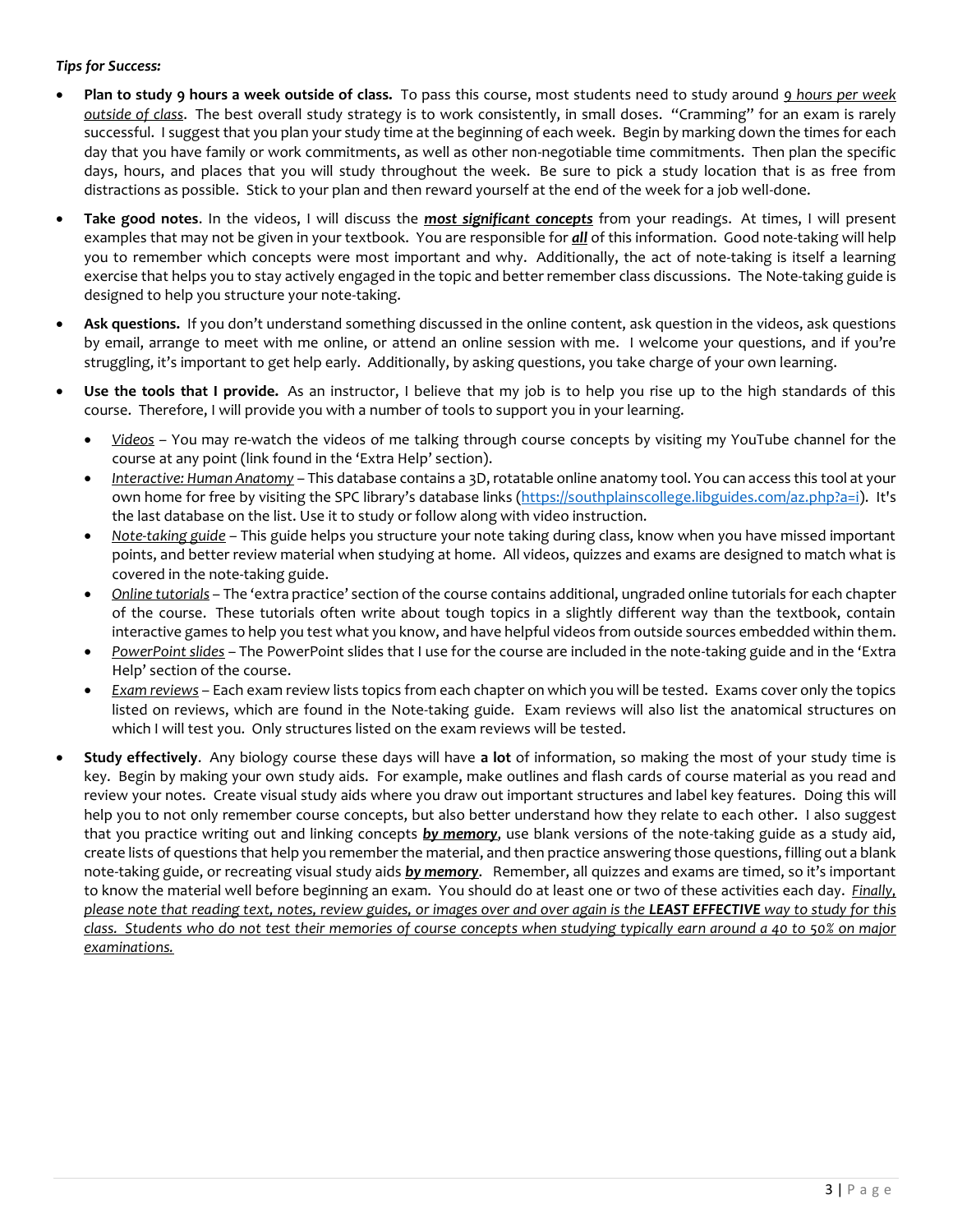*Tips for Success:*

- **Plan to study 9 hours a week outside of class.** To pass this course, most students need to study around _9 hours per week outside of class_. The best overall study strategy is to work consistently, in small doses. "Cramming" for an exam is rarely successful. I suggest that you plan your study time at the beginning of each week. Begin by marking down the times for each day that you have family or work commitments, as well as other non-negotiable time commitments. Then plan the specific days, hours, and places that you will study throughout the week. Be sure to pick a study location that is as free from distractions as possible. Stick to your plan and then reward yourself at the end of the week for a job well-done.

- **Take good notes**. In the videos, I will discuss the ***most significant concepts*** from your readings. At times, I will present examples that may not be given in your textbook. You are responsible for ***all*** of this information. Good note-taking will help you to remember which concepts were most important and why. Additionally, the act of note-taking is itself a learning exercise that helps you to stay actively engaged in the topic and better remember class discussions. The Note-taking guide is designed to help you structure your note-taking.

- **Ask questions.** If you don't understand something discussed in the online content, ask question in the videos, ask questions by email, arrange to meet with me online, or attend an online session with me. I welcome your questions, and if you're struggling, it's important to get help early. Additionally, by asking questions, you take charge of your own learning.

- **Use the tools that I provide.** As an instructor, I believe that my job is to help you rise up to the high standards of this course. Therefore, I will provide you with a number of tools to support you in your learning.
  - _Videos_ – You may re-watch the videos of me talking through course concepts by visiting my YouTube channel for the course at any point (link found in the 'Extra Help' section).
  - _Interactive: Human Anatomy_ – This database contains a 3D, rotatable online anatomy tool. You can access this tool at your own home for free by visiting the SPC library's database links (https://southplainscollege.libguides.com/az.php?a=i). It's the last database on the list. Use it to study or follow along with video instruction.
  - _Note-taking guide_ – This guide helps you structure your note taking during class, know when you have missed important points, and better review material when studying at home. All videos, quizzes and exams are designed to match what is covered in the note-taking guide.
  - _Online tutorials_ – The 'extra practice' section of the course contains additional, ungraded online tutorials for each chapter of the course. These tutorials often write about tough topics in a slightly different way than the textbook, contain interactive games to help you test what you know, and have helpful videos from outside sources embedded within them.
  - _PowerPoint slides_ – The PowerPoint slides that I use for the course are included in the note-taking guide and in the 'Extra Help' section of the course.
  - _Exam reviews_ – Each exam review lists topics from each chapter on which you will be tested. Exams cover only the topics listed on reviews, which are found in the Note-taking guide. Exam reviews will also list the anatomical structures on which I will test you. Only structures listed on the exam reviews will be tested.

- **Study effectively**. Any biology course these days will have **a lot** of information, so making the most of your study time is key. Begin by making your own study aids. For example, make outlines and flash cards of course material as you read and review your notes. Create visual study aids where you draw out important structures and label key features. Doing this will help you to not only remember course concepts, but also better understand how they relate to each other. I also suggest that you practice writing out and linking concepts ***by memory***, use blank versions of the note-taking guide as a study aid, create lists of questions that help you remember the material, and then practice answering those questions, filling out a blank note-taking guide, or recreating visual study aids ***by memory***. Remember, all quizzes and exams are timed, so it's important to know the material well before beginning an exam. You should do at least one or two of these activities each day. _Finally, please note that reading text, notes, review guides, or images over and over again is the **LEAST EFFECTIVE** way to study for this class. Students who do not test their memories of course concepts when studying typically earn around a 40 to 50% on major examinations._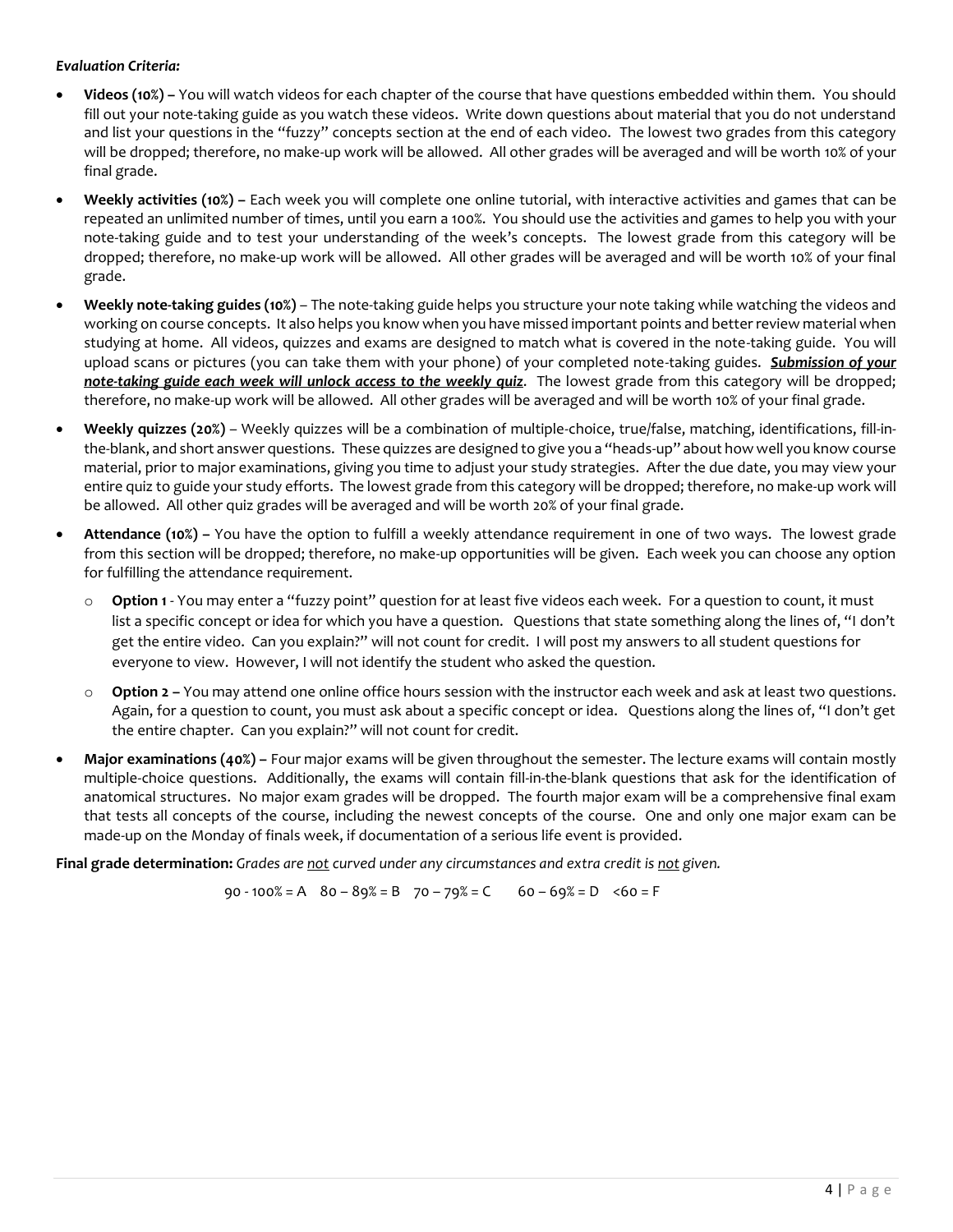***Evaluation Criteria:***

- **Videos (10%) –** You will watch videos for each chapter of the course that have questions embedded within them. You should fill out your note-taking guide as you watch these videos. Write down questions about material that you do not understand and list your questions in the "fuzzy" concepts section at the end of each video. The lowest two grades from this category will be dropped; therefore, no make-up work will be allowed. All other grades will be averaged and will be worth 10% of your final grade.
- **Weekly activities (10%) –** Each week you will complete one online tutorial, with interactive activities and games that can be repeated an unlimited number of times, until you earn a 100%. You should use the activities and games to help you with your note-taking guide and to test your understanding of the week's concepts. The lowest grade from this category will be dropped; therefore, no make-up work will be allowed. All other grades will be averaged and will be worth 10% of your final grade.
- **Weekly note-taking guides (10%)** – The note-taking guide helps you structure your note taking while watching the videos and working on course concepts. It also helps you know when you have missed important points and better review material when studying at home. All videos, quizzes and exams are designed to match what is covered in the note-taking guide. You will upload scans or pictures (you can take them with your phone) of your completed note-taking guides. ***<u>Submission of your note-taking guide each week will unlock access to the weekly quiz</u>***. The lowest grade from this category will be dropped; therefore, no make-up work will be allowed. All other grades will be averaged and will be worth 10% of your final grade.
- **Weekly quizzes (20%)** – Weekly quizzes will be a combination of multiple-choice, true/false, matching, identifications, fill-in-the-blank, and short answer questions. These quizzes are designed to give you a "heads-up" about how well you know course material, prior to major examinations, giving you time to adjust your study strategies. After the due date, you may view your entire quiz to guide your study efforts. The lowest grade from this category will be dropped; therefore, no make-up work will be allowed. All other quiz grades will be averaged and will be worth 20% of your final grade.
- **Attendance (10%) –** You have the option to fulfill a weekly attendance requirement in one of two ways. The lowest grade from this section will be dropped; therefore, no make-up opportunities will be given. Each week you can choose any option for fulfilling the attendance requirement.
  - **Option 1** - You may enter a "fuzzy point" question for at least five videos each week. For a question to count, it must list a specific concept or idea for which you have a question. Questions that state something along the lines of, "I don't get the entire video. Can you explain?" will not count for credit. I will post my answers to all student questions for everyone to view. However, I will not identify the student who asked the question.
  - **Option 2 –** You may attend one online office hours session with the instructor each week and ask at least two questions. Again, for a question to count, you must ask about a specific concept or idea. Questions along the lines of, "I don't get the entire chapter. Can you explain?" will not count for credit.
- **Major examinations (40%) –** Four major exams will be given throughout the semester. The lecture exams will contain mostly multiple-choice questions. Additionally, the exams will contain fill-in-the-blank questions that ask for the identification of anatomical structures. No major exam grades will be dropped. The fourth major exam will be a comprehensive final exam that tests all concepts of the course, including the newest concepts of the course. One and only one major exam can be made-up on the Monday of finals week, if documentation of a serious life event is provided.

**Final grade determination:** *Grades are <u>not</u> curved under any circumstances and extra credit is <u>not</u> given.*

90 - 100% = A 80 – 89% = B 70 – 79% = C 60 – 69% = D <60 = F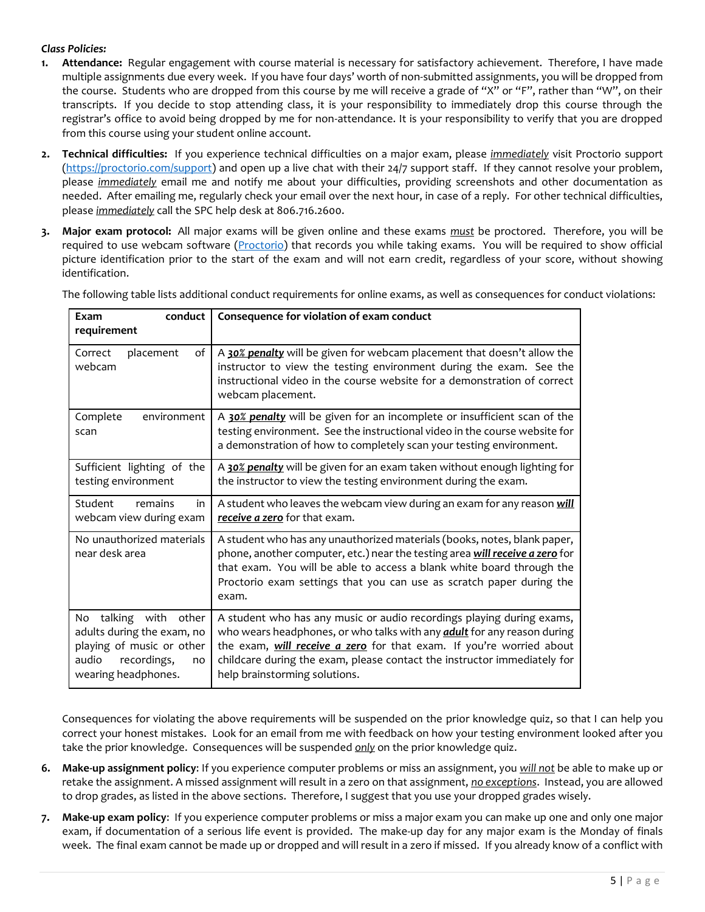*Class Policies:*

1. **Attendance:** Regular engagement with course material is necessary for satisfactory achievement. Therefore, I have made multiple assignments due every week. If you have four days' worth of non-submitted assignments, you will be dropped from the course. Students who are dropped from this course by me will receive a grade of "X" or "F", rather than "W", on their transcripts. If you decide to stop attending class, it is your responsibility to immediately drop this course through the registrar's office to avoid being dropped by me for non-attendance. It is your responsibility to verify that you are dropped from this course using your student online account.

2. **Technical difficulties:** If you experience technical difficulties on a major exam, please *immediately* visit Proctorio support (https://proctorio.com/support) and open up a live chat with their 24/7 support staff. If they cannot resolve your problem, please *immediately* email me and notify me about your difficulties, providing screenshots and other documentation as needed. After emailing me, regularly check your email over the next hour, in case of a reply. For other technical difficulties, please *immediately* call the SPC help desk at 806.716.2600.

3. **Major exam protocol:** All major exams will be given online and these exams *must* be proctored. Therefore, you will be required to use webcam software (Proctorio) that records you while taking exams. You will be required to show official picture identification prior to the start of the exam and will not earn credit, regardless of your score, without showing identification.

   The following table lists additional conduct requirements for online exams, as well as consequences for conduct violations:

| Exam conduct requirement | Consequence for violation of exam conduct |
|---|---|
| Correct placement of webcam | A ***30% penalty*** will be given for webcam placement that doesn't allow the instructor to view the testing environment during the exam. See the instructional video in the course website for a demonstration of correct webcam placement. |
| Complete environment scan | A ***30% penalty*** will be given for an incomplete or insufficient scan of the testing environment. See the instructional video in the course website for a demonstration of how to completely scan your testing environment. |
| Sufficient lighting of the testing environment | A ***30% penalty*** will be given for an exam taken without enough lighting for the instructor to view the testing environment during the exam. |
| Student remains in webcam view during exam | A student who leaves the webcam view during an exam for any reason ***will receive a zero*** for that exam. |
| No unauthorized materials near desk area | A student who has any unauthorized materials (books, notes, blank paper, phone, another computer, etc.) near the testing area ***will receive a zero*** for that exam. You will be able to access a blank white board through the Proctorio exam settings that you can use as scratch paper during the exam. |
| No talking with other adults during the exam, no playing of music or other audio recordings, no wearing headphones. | A student who has any music or audio recordings playing during exams, who wears headphones, or who talks with any ***adult*** for any reason during the exam, ***will receive a zero*** for that exam. If you're worried about childcare during the exam, please contact the instructor immediately for help brainstorming solutions. |

   Consequences for violating the above requirements will be suspended on the prior knowledge quiz, so that I can help you correct your honest mistakes. Look for an email from me with feedback on how your testing environment looked after you take the prior knowledge. Consequences will be suspended *only* on the prior knowledge quiz.

6. **Make-up assignment policy**: If you experience computer problems or miss an assignment, you *will not* be able to make up or retake the assignment. A missed assignment will result in a zero on that assignment, *no exceptions*. Instead, you are allowed to drop grades, as listed in the above sections. Therefore, I suggest that you use your dropped grades wisely.

7. **Make-up exam policy**: If you experience computer problems or miss a major exam you can make up one and only one major exam, if documentation of a serious life event is provided. The make-up day for any major exam is the Monday of finals week. The final exam cannot be made up or dropped and will result in a zero if missed. If you already know of a conflict with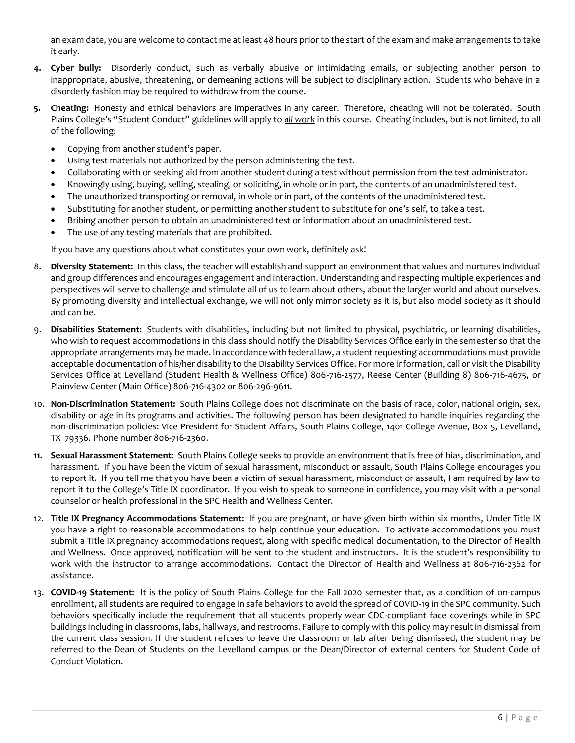an exam date, you are welcome to contact me at least 48 hours prior to the start of the exam and make arrangements to take it early.

4. **Cyber bully:** Disorderly conduct, such as verbally abusive or intimidating emails, or subjecting another person to inappropriate, abusive, threatening, or demeaning actions will be subject to disciplinary action. Students who behave in a disorderly fashion may be required to withdraw from the course.

5. **Cheating:** Honesty and ethical behaviors are imperatives in any career. Therefore, cheating will not be tolerated. South Plains College's "Student Conduct" guidelines will apply to ***all work*** in this course. Cheating includes, but is not limited, to all of the following:

   - Copying from another student's paper.
   - Using test materials not authorized by the person administering the test.
   - Collaborating with or seeking aid from another student during a test without permission from the test administrator.
   - Knowingly using, buying, selling, stealing, or soliciting, in whole or in part, the contents of an unadministered test.
   - The unauthorized transporting or removal, in whole or in part, of the contents of the unadministered test.
   - Substituting for another student, or permitting another student to substitute for one's self, to take a test.
   - Bribing another person to obtain an unadministered test or information about an unadministered test.
   - The use of any testing materials that are prohibited.

   If you have any questions about what constitutes your own work, definitely ask!

8. **Diversity Statement:** In this class, the teacher will establish and support an environment that values and nurtures individual and group differences and encourages engagement and interaction. Understanding and respecting multiple experiences and perspectives will serve to challenge and stimulate all of us to learn about others, about the larger world and about ourselves. By promoting diversity and intellectual exchange, we will not only mirror society as it is, but also model society as it should and can be.

9. **Disabilities Statement:** Students with disabilities, including but not limited to physical, psychiatric, or learning disabilities, who wish to request accommodations in this class should notify the Disability Services Office early in the semester so that the appropriate arrangements may be made. In accordance with federal law, a student requesting accommodations must provide acceptable documentation of his/her disability to the Disability Services Office. For more information, call or visit the Disability Services Office at Levelland (Student Health & Wellness Office) 806-716-2577, Reese Center (Building 8) 806-716-4675, or Plainview Center (Main Office) 806-716-4302 or 806-296-9611.

10. **Non-Discrimination Statement:** South Plains College does not discriminate on the basis of race, color, national origin, sex, disability or age in its programs and activities. The following person has been designated to handle inquiries regarding the non-discrimination policies: Vice President for Student Affairs, South Plains College, 1401 College Avenue, Box 5, Levelland, TX 79336. Phone number 806-716-2360.

11. **Sexual Harassment Statement:** South Plains College seeks to provide an environment that is free of bias, discrimination, and harassment. If you have been the victim of sexual harassment, misconduct or assault, South Plains College encourages you to report it. If you tell me that you have been a victim of sexual harassment, misconduct or assault, I am required by law to report it to the College's Title IX coordinator. If you wish to speak to someone in confidence, you may visit with a personal counselor or health professional in the SPC Health and Wellness Center.

12. **Title IX Pregnancy Accommodations Statement:** If you are pregnant, or have given birth within six months, Under Title IX you have a right to reasonable accommodations to help continue your education. To activate accommodations you must submit a Title IX pregnancy accommodations request, along with specific medical documentation, to the Director of Health and Wellness. Once approved, notification will be sent to the student and instructors. It is the student's responsibility to work with the instructor to arrange accommodations. Contact the Director of Health and Wellness at 806-716-2362 for assistance.

13. **COVID-19 Statement:** It is the policy of South Plains College for the Fall 2020 semester that, as a condition of on-campus enrollment, all students are required to engage in safe behaviors to avoid the spread of COVID-19 in the SPC community. Such behaviors specifically include the requirement that all students properly wear CDC-compliant face coverings while in SPC buildings including in classrooms, labs, hallways, and restrooms. Failure to comply with this policy may result in dismissal from the current class session. If the student refuses to leave the classroom or lab after being dismissed, the student may be referred to the Dean of Students on the Levelland campus or the Dean/Director of external centers for Student Code of Conduct Violation.